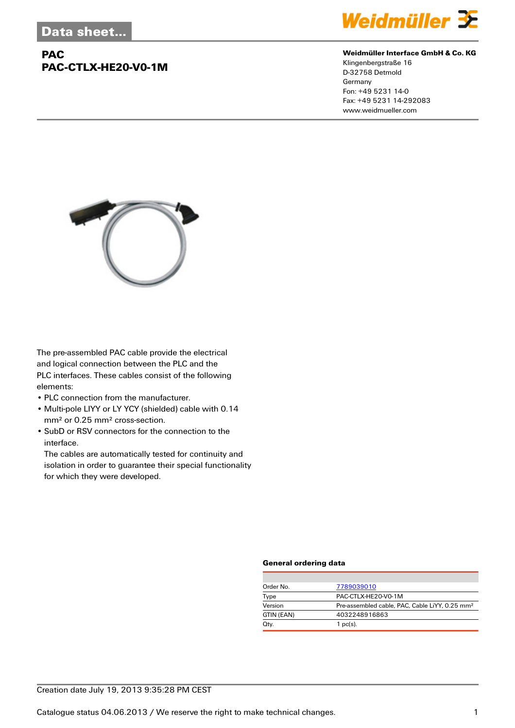Data sheet...

# PAC
## PAC-CTLX-HE20-V0-1M

**Weidmüller Interface GmbH & Co. KG**
Klingenbergstraße 16
D-32758 Detmold
Germany
Fon: +49 5231 14-0
Fax: +49 5231 14-292083
www.weidmueller.com

The pre-assembled PAC cable provide the electrical and logical connection between the PLC and the PLC interfaces. These cables consist of the following elements:

- PLC connection from the manufacturer.
- Multi-pole LIYY or LY YCY (shielded) cable with 0.14 mm² or 0.25 mm² cross-section.
- SubD or RSV connectors for the connection to the interface.
  The cables are automatically tested for continuity and isolation in order to guarantee their special functionality for which they were developed.

### General ordering data

| | |
|---|---|
| Order No. | 7789039010 |
| Type | PAC-CTLX-HE20-V0-1M |
| Version | Pre-assembled cable, PAC, Cable LiYY, 0.25 mm² |
| GTIN (EAN) | 4032248916863 |
| Qty. | 1 pc(s). |

Creation date July 19, 2013 9:35:28 PM CEST

Catalogue status 04.06.2013 / We reserve the right to make technical changes.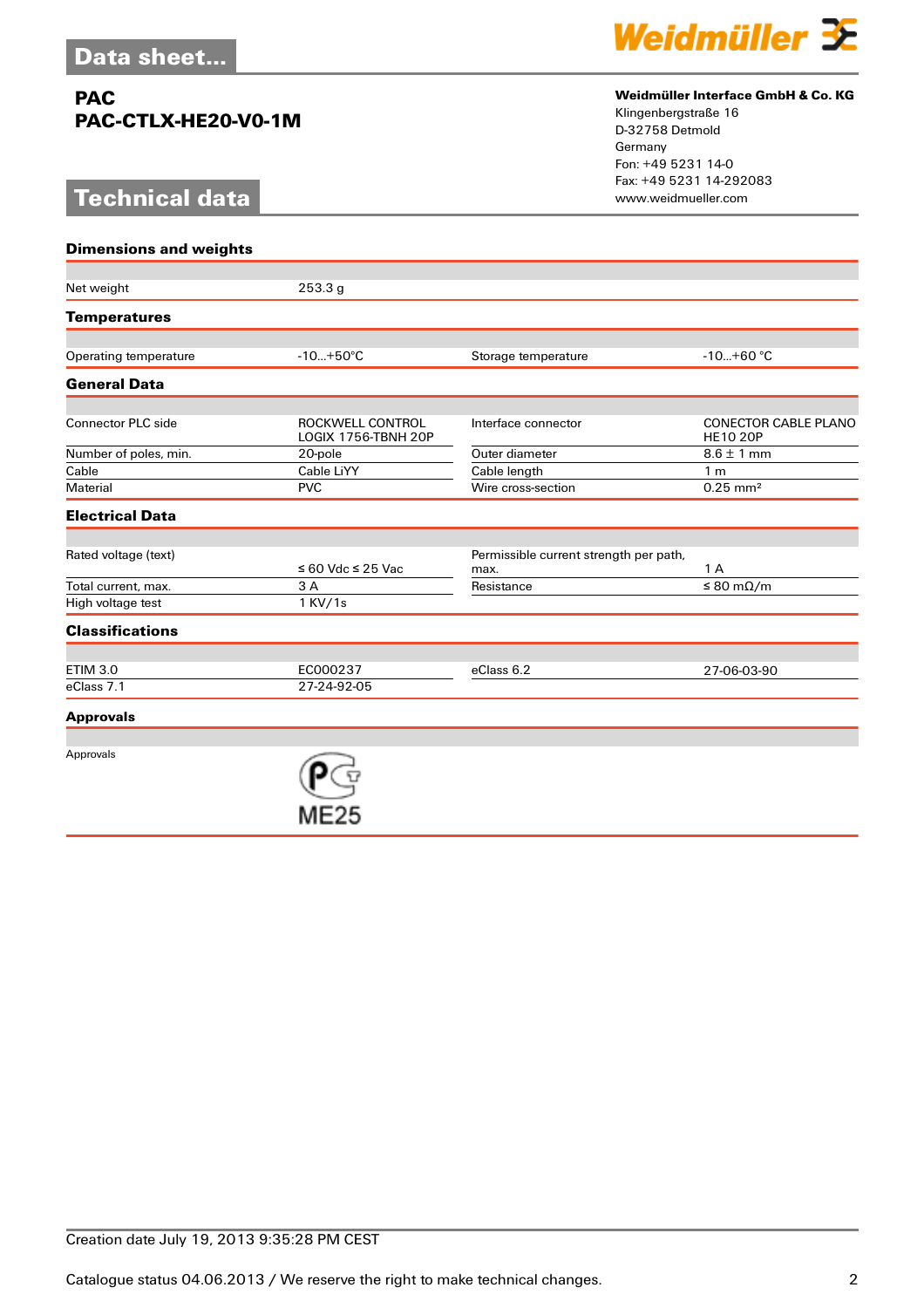Data sheet...

**PAC**
**PAC-CTLX-HE20-V0-1M**

**Weidmüller Interface GmbH & Co. KG**
Klingenbergstraße 16
D-32758 Detmold
Germany
Fon: +49 5231 14-0
Fax: +49 5231 14-292083
www.weidmueller.com

# Technical data

## Dimensions and weights

| | | | |
|---|---|---|---|
| Net weight | 253.3 g | | |

## Temperatures

| | | | |
|---|---|---|---|
| Operating temperature | -10...+50°C | Storage temperature | -10...+60 °C |

## General Data

| | | | |
|---|---|---|---|
| Connector PLC side | ROCKWELL CONTROL LOGIX 1756-TBNH 20P | Interface connector | CONECTOR CABLE PLANO HE10 20P |
| Number of poles, min. | 20-pole | Outer diameter | 8.6 ± 1 mm |
| Cable | Cable LiYY | Cable length | 1 m |
| Material | PVC | Wire cross-section | 0.25 mm² |

## Electrical Data

| | | | |
|---|---|---|---|
| Rated voltage (text) | ≤ 60 Vdc ≤ 25 Vac | Permissible current strength per path, max. | 1 A |
| Total current, max. | 3 A | Resistance | ≤ 80 mΩ/m |
| High voltage test | 1 KV/1s | | |

## Classifications

| | | | |
|---|---|---|---|
| ETIM 3.0 | EC000237 | eClass 6.2 | 27-06-03-90 |
| eClass 7.1 | 27-24-92-05 | | |

## Approvals

Approvals

ME25

Creation date July 19, 2013 9:35:28 PM CEST

Catalogue status 04.06.2013 / We reserve the right to make technical changes.